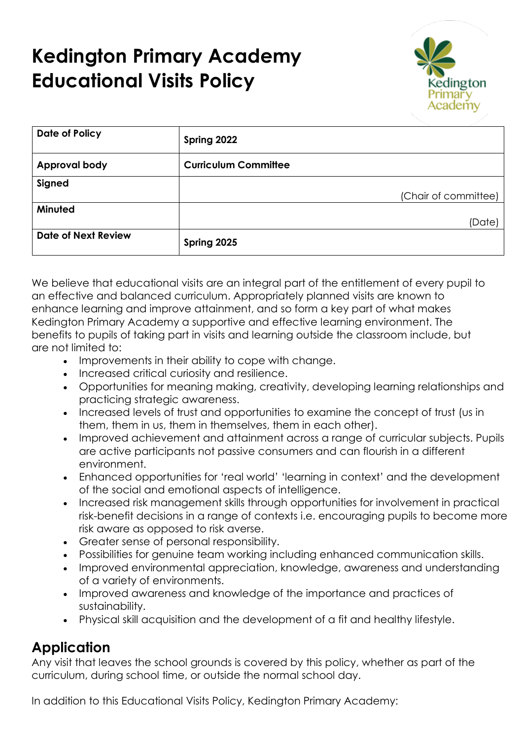# Kedington Primary Academy Educational Visits Policy

| Date of Policy | Spring 2022 |
|---|---|
| Approval body | Curriculum Committee |
| Signed | (Chair of committee) |
| Minuted | (Date) |
| Date of Next Review | Spring 2025 |

We believe that educational visits are an integral part of the entitlement of every pupil to an effective and balanced curriculum. Appropriately planned visits are known to enhance learning and improve attainment, and so form a key part of what makes Kedington Primary Academy a supportive and effective learning environment. The benefits to pupils of taking part in visits and learning outside the classroom include, but are not limited to:

- Improvements in their ability to cope with change.
- Increased critical curiosity and resilience.
- Opportunities for meaning making, creativity, developing learning relationships and practicing strategic awareness.
- Increased levels of trust and opportunities to examine the concept of trust (us in them, them in us, them in themselves, them in each other).
- Improved achievement and attainment across a range of curricular subjects. Pupils are active participants not passive consumers and can flourish in a different environment.
- Enhanced opportunities for 'real world' 'learning in context' and the development of the social and emotional aspects of intelligence.
- Increased risk management skills through opportunities for involvement in practical risk-benefit decisions in a range of contexts i.e. encouraging pupils to become more risk aware as opposed to risk averse.
- Greater sense of personal responsibility.
- Possibilities for genuine team working including enhanced communication skills.
- Improved environmental appreciation, knowledge, awareness and understanding of a variety of environments.
- Improved awareness and knowledge of the importance and practices of sustainability.
- Physical skill acquisition and the development of a fit and healthy lifestyle.

## Application

Any visit that leaves the school grounds is covered by this policy, whether as part of the curriculum, during school time, or outside the normal school day.

In addition to this Educational Visits Policy, Kedington Primary Academy: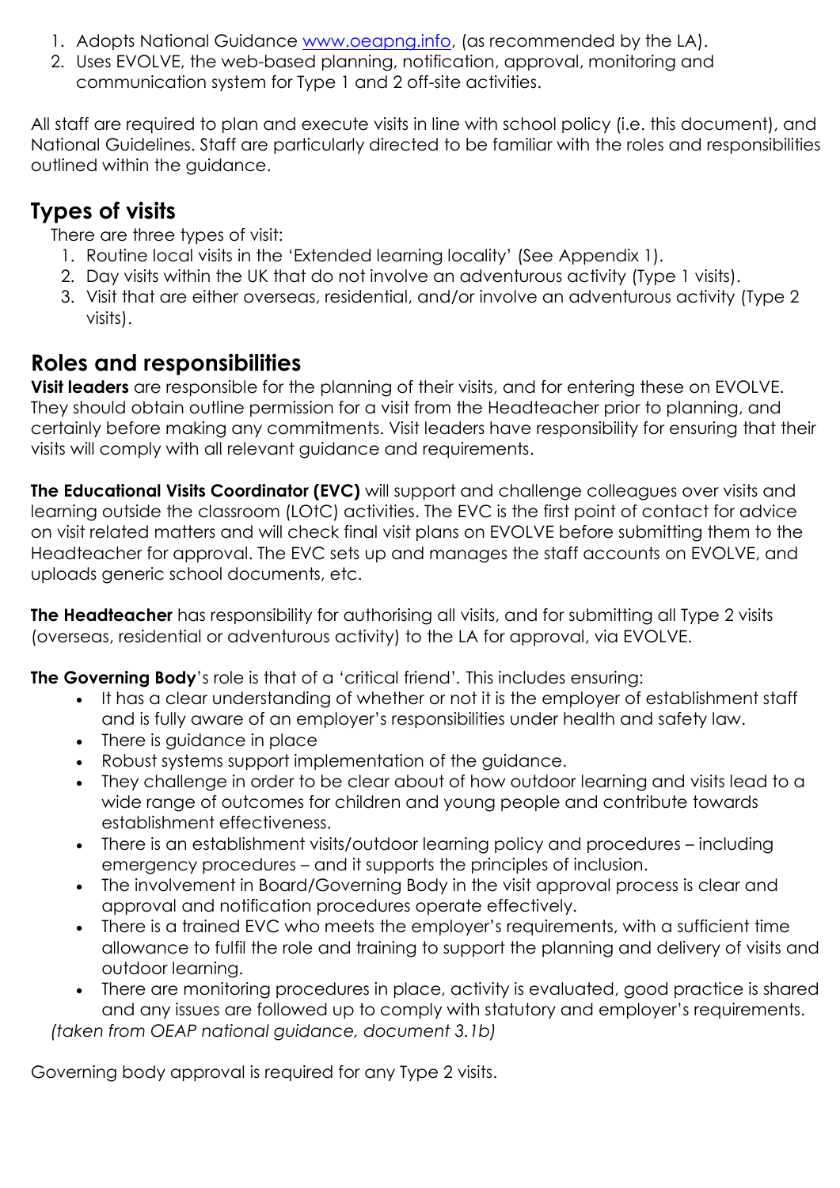1. Adopts National Guidance [www.oeapng.info](http://www.oeapng.info), (as recommended by the LA).
2. Uses EVOLVE, the web-based planning, notification, approval, monitoring and communication system for Type 1 and 2 off-site activities.

All staff are required to plan and execute visits in line with school policy (i.e. this document), and National Guidelines. Staff are particularly directed to be familiar with the roles and responsibilities outlined within the guidance.

## Types of visits

There are three types of visit:

1. Routine local visits in the 'Extended learning locality' (See Appendix 1).
2. Day visits within the UK that do not involve an adventurous activity (Type 1 visits).
3. Visit that are either overseas, residential, and/or involve an adventurous activity (Type 2 visits).

## Roles and responsibilities

**Visit leaders** are responsible for the planning of their visits, and for entering these on EVOLVE. They should obtain outline permission for a visit from the Headteacher prior to planning, and certainly before making any commitments. Visit leaders have responsibility for ensuring that their visits will comply with all relevant guidance and requirements.

**The Educational Visits Coordinator (EVC)** will support and challenge colleagues over visits and learning outside the classroom (LOtC) activities. The EVC is the first point of contact for advice on visit related matters and will check final visit plans on EVOLVE before submitting them to the Headteacher for approval. The EVC sets up and manages the staff accounts on EVOLVE, and uploads generic school documents, etc.

**The Headteacher** has responsibility for authorising all visits, and for submitting all Type 2 visits (overseas, residential or adventurous activity) to the LA for approval, via EVOLVE.

**The Governing Body**'s role is that of a 'critical friend'. This includes ensuring:

- It has a clear understanding of whether or not it is the employer of establishment staff and is fully aware of an employer's responsibilities under health and safety law.
- There is guidance in place
- Robust systems support implementation of the guidance.
- They challenge in order to be clear about of how outdoor learning and visits lead to a wide range of outcomes for children and young people and contribute towards establishment effectiveness.
- There is an establishment visits/outdoor learning policy and procedures – including emergency procedures – and it supports the principles of inclusion.
- The involvement in Board/Governing Body in the visit approval process is clear and approval and notification procedures operate effectively.
- There is a trained EVC who meets the employer's requirements, with a sufficient time allowance to fulfil the role and training to support the planning and delivery of visits and outdoor learning.
- There are monitoring procedures in place, activity is evaluated, good practice is shared and any issues are followed up to comply with statutory and employer's requirements.

*(taken from OEAP national guidance, document 3.1b)*

Governing body approval is required for any Type 2 visits.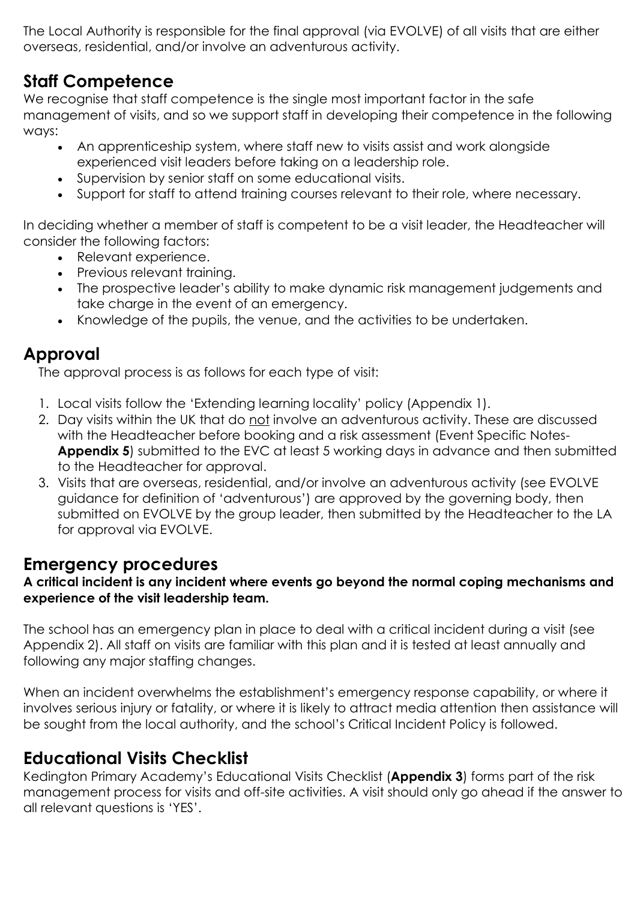The Local Authority is responsible for the final approval (via EVOLVE) of all visits that are either overseas, residential, and/or involve an adventurous activity.

## Staff Competence

We recognise that staff competence is the single most important factor in the safe management of visits, and so we support staff in developing their competence in the following ways:

- An apprenticeship system, where staff new to visits assist and work alongside experienced visit leaders before taking on a leadership role.
- Supervision by senior staff on some educational visits.
- Support for staff to attend training courses relevant to their role, where necessary.

In deciding whether a member of staff is competent to be a visit leader, the Headteacher will consider the following factors:

- Relevant experience.
- Previous relevant training.
- The prospective leader's ability to make dynamic risk management judgements and take charge in the event of an emergency.
- Knowledge of the pupils, the venue, and the activities to be undertaken.

## Approval

The approval process is as follows for each type of visit:

1. Local visits follow the 'Extending learning locality' policy (Appendix 1).
2. Day visits within the UK that do not involve an adventurous activity. These are discussed with the Headteacher before booking and a risk assessment (Event Specific Notes- **Appendix 5**) submitted to the EVC at least 5 working days in advance and then submitted to the Headteacher for approval.
3. Visits that are overseas, residential, and/or involve an adventurous activity (see EVOLVE guidance for definition of 'adventurous') are approved by the governing body, then submitted on EVOLVE by the group leader, then submitted by the Headteacher to the LA for approval via EVOLVE.

## Emergency procedures

**A critical incident is any incident where events go beyond the normal coping mechanisms and experience of the visit leadership team.**

The school has an emergency plan in place to deal with a critical incident during a visit (see Appendix 2). All staff on visits are familiar with this plan and it is tested at least annually and following any major staffing changes.

When an incident overwhelms the establishment's emergency response capability, or where it involves serious injury or fatality, or where it is likely to attract media attention then assistance will be sought from the local authority, and the school's Critical Incident Policy is followed.

## Educational Visits Checklist

Kedington Primary Academy's Educational Visits Checklist (**Appendix 3**) forms part of the risk management process for visits and off-site activities. A visit should only go ahead if the answer to all relevant questions is 'YES'.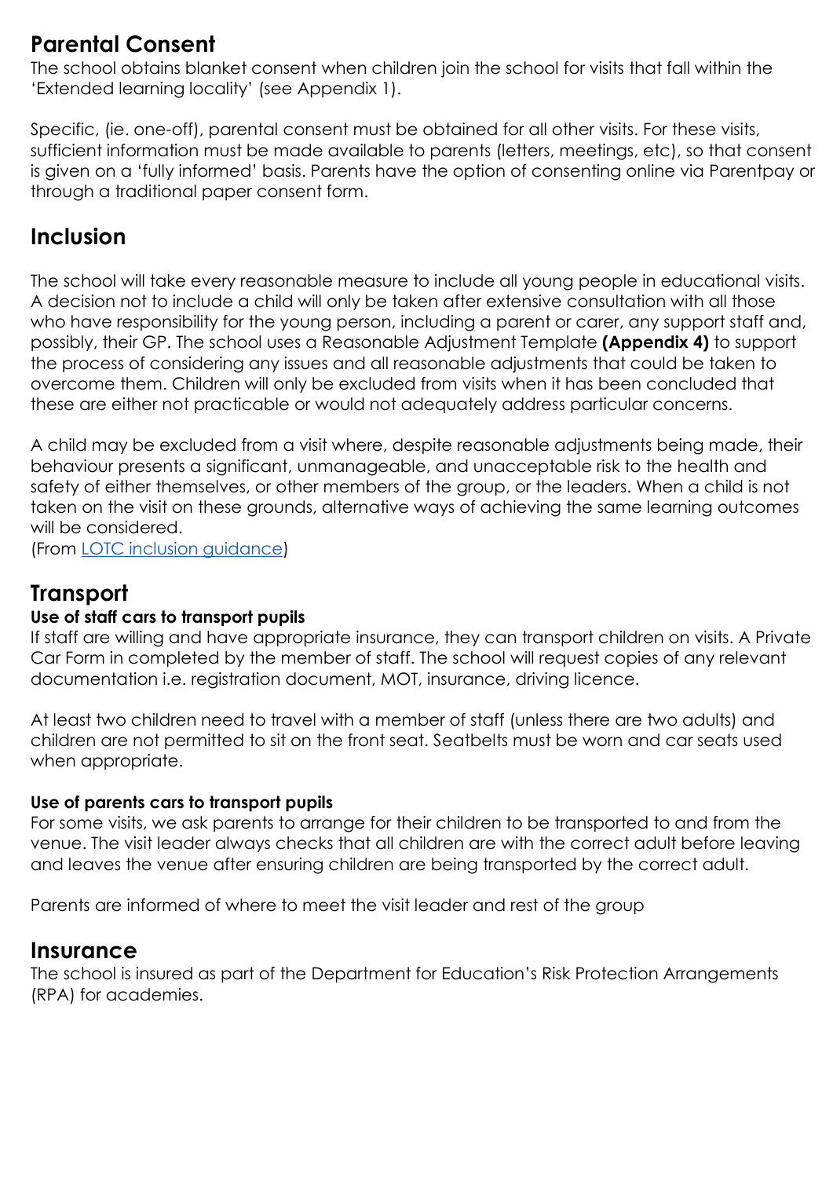## Parental Consent

The school obtains blanket consent when children join the school for visits that fall within the 'Extended learning locality' (see Appendix 1).

Specific, (ie. one-off), parental consent must be obtained for all other visits. For these visits, sufficient information must be made available to parents (letters, meetings, etc), so that consent is given on a 'fully informed' basis. Parents have the option of consenting online via Parentpay or through a traditional paper consent form.

## Inclusion

The school will take every reasonable measure to include all young people in educational visits. A decision not to include a child will only be taken after extensive consultation with all those who have responsibility for the young person, including a parent or carer, any support staff and, possibly, their GP. The school uses a Reasonable Adjustment Template **(Appendix 4)** to support the process of considering any issues and all reasonable adjustments that could be taken to overcome them. Children will only be excluded from visits when it has been concluded that these are either not practicable or would not adequately address particular concerns.

A child may be excluded from a visit where, despite reasonable adjustments being made, their behaviour presents a significant, unmanageable, and unacceptable risk to the health and safety of either themselves, or other members of the group, or the leaders. When a child is not taken on the visit on these grounds, alternative ways of achieving the same learning outcomes will be considered.
(From LOTC inclusion guidance)

## Transport

### Use of staff cars to transport pupils

If staff are willing and have appropriate insurance, they can transport children on visits. A Private Car Form in completed by the member of staff. The school will request copies of any relevant documentation i.e. registration document, MOT, insurance, driving licence.

At least two children need to travel with a member of staff (unless there are two adults) and children are not permitted to sit on the front seat. Seatbelts must be worn and car seats used when appropriate.

### Use of parents cars to transport pupils

For some visits, we ask parents to arrange for their children to be transported to and from the venue. The visit leader always checks that all children are with the correct adult before leaving and leaves the venue after ensuring children are being transported by the correct adult.

Parents are informed of where to meet the visit leader and rest of the group

## Insurance

The school is insured as part of the Department for Education's Risk Protection Arrangements (RPA) for academies.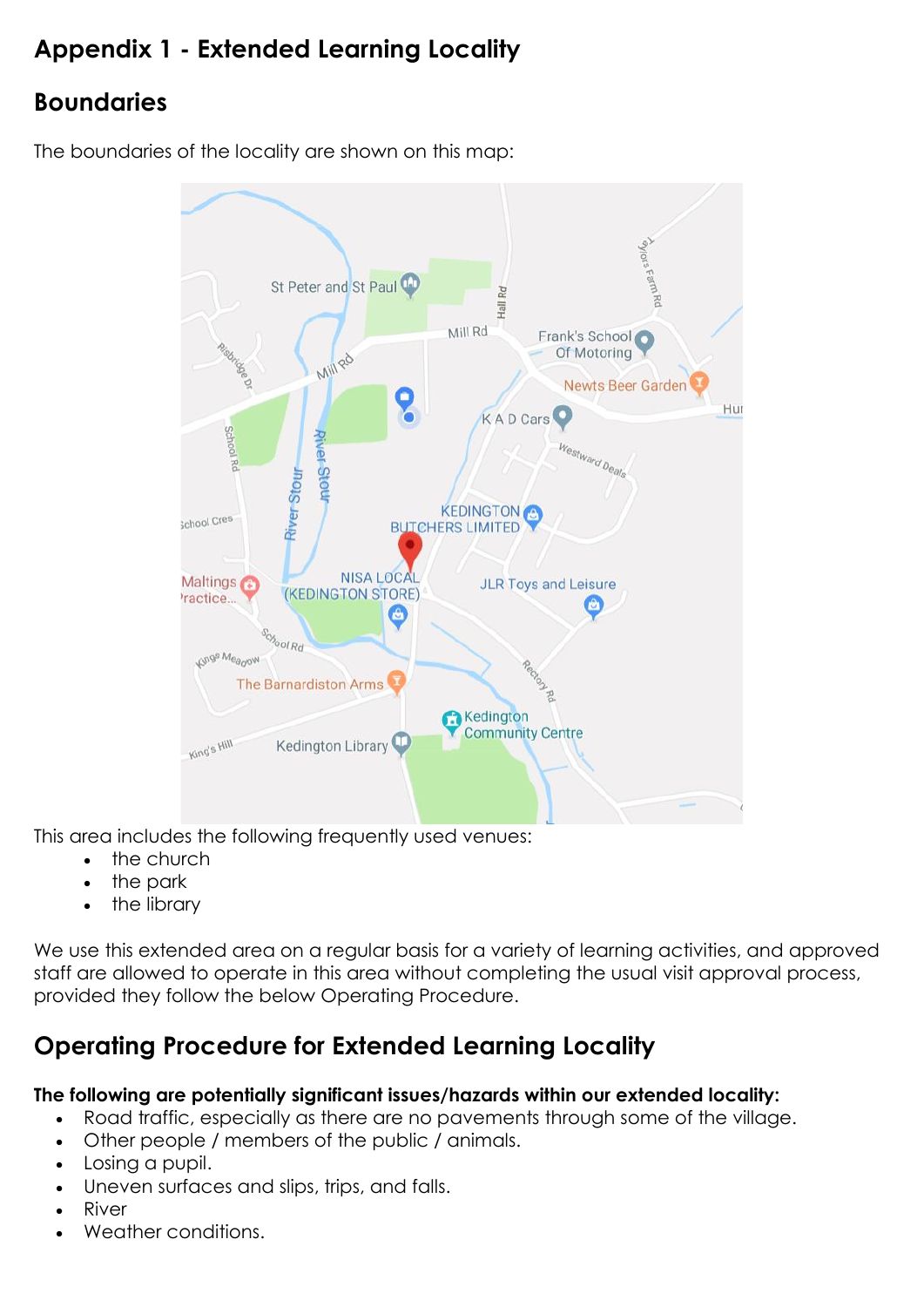# Appendix 1 - Extended Learning Locality

## Boundaries

The boundaries of the locality are shown on this map:

This area includes the following frequently used venues:

- the church
- the park
- the library

We use this extended area on a regular basis for a variety of learning activities, and approved staff are allowed to operate in this area without completing the usual visit approval process, provided they follow the below Operating Procedure.

## Operating Procedure for Extended Learning Locality

**The following are potentially significant issues/hazards within our extended locality:**

- Road traffic, especially as there are no pavements through some of the village.
- Other people / members of the public / animals.
- Losing a pupil.
- Uneven surfaces and slips, trips, and falls.
- River
- Weather conditions.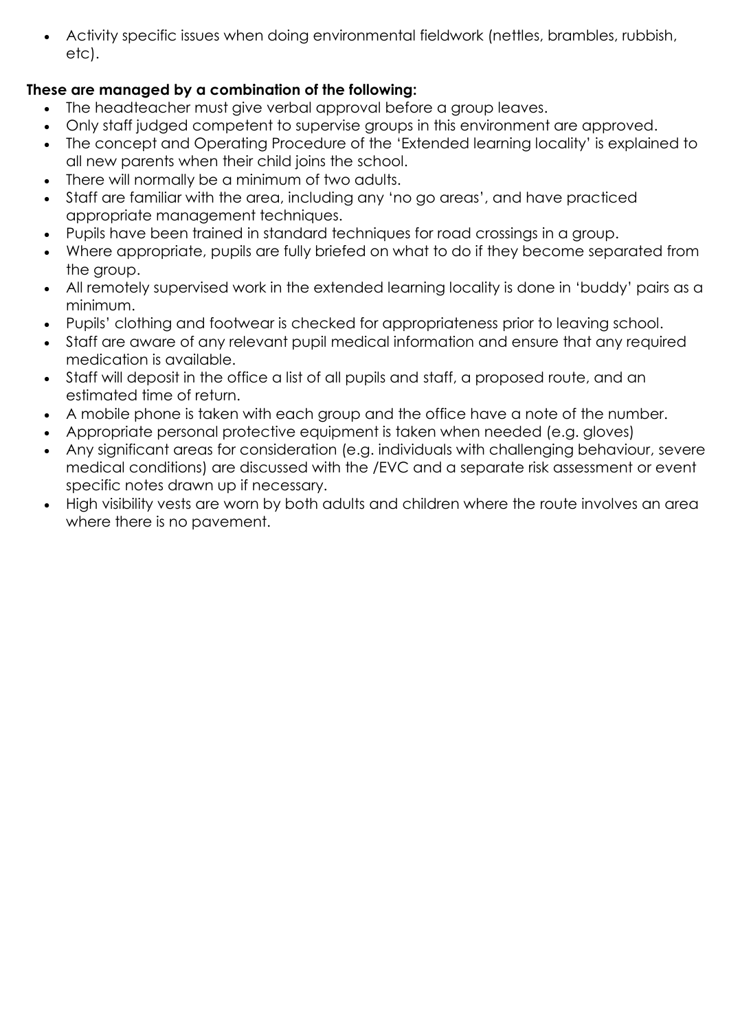- Activity specific issues when doing environmental fieldwork (nettles, brambles, rubbish, etc).

**These are managed by a combination of the following:**

- The headteacher must give verbal approval before a group leaves.
- Only staff judged competent to supervise groups in this environment are approved.
- The concept and Operating Procedure of the 'Extended learning locality' is explained to all new parents when their child joins the school.
- There will normally be a minimum of two adults.
- Staff are familiar with the area, including any 'no go areas', and have practiced appropriate management techniques.
- Pupils have been trained in standard techniques for road crossings in a group.
- Where appropriate, pupils are fully briefed on what to do if they become separated from the group.
- All remotely supervised work in the extended learning locality is done in 'buddy' pairs as a minimum.
- Pupils' clothing and footwear is checked for appropriateness prior to leaving school.
- Staff are aware of any relevant pupil medical information and ensure that any required medication is available.
- Staff will deposit in the office a list of all pupils and staff, a proposed route, and an estimated time of return.
- A mobile phone is taken with each group and the office have a note of the number.
- Appropriate personal protective equipment is taken when needed (e.g. gloves)
- Any significant areas for consideration (e.g. individuals with challenging behaviour, severe medical conditions) are discussed with the /EVC and a separate risk assessment or event specific notes drawn up if necessary.
- High visibility vests are worn by both adults and children where the route involves an area where there is no pavement.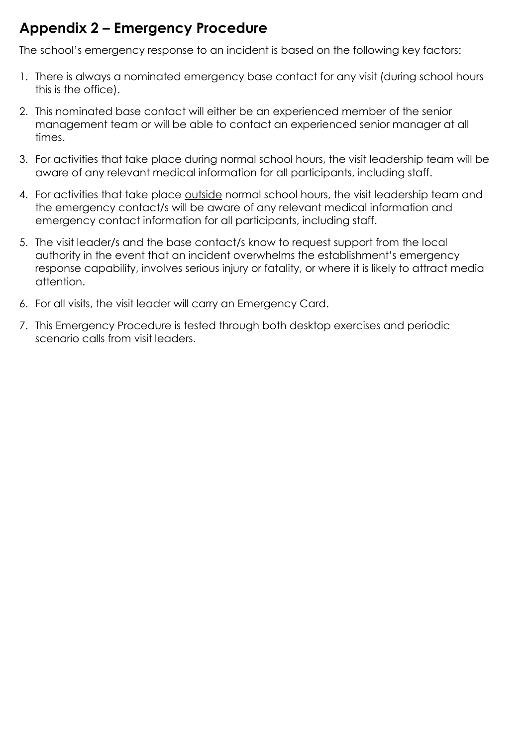## Appendix 2 – Emergency Procedure

The school's emergency response to an incident is based on the following key factors:

1. There is always a nominated emergency base contact for any visit (during school hours this is the office).
2. This nominated base contact will either be an experienced member of the senior management team or will be able to contact an experienced senior manager at all times.
3. For activities that take place during normal school hours, the visit leadership team will be aware of any relevant medical information for all participants, including staff.
4. For activities that take place <u>outside</u> normal school hours, the visit leadership team and the emergency contact/s will be aware of any relevant medical information and emergency contact information for all participants, including staff.
5. The visit leader/s and the base contact/s know to request support from the local authority in the event that an incident overwhelms the establishment's emergency response capability, involves serious injury or fatality, or where it is likely to attract media attention.
6. For all visits, the visit leader will carry an Emergency Card.
7. This Emergency Procedure is tested through both desktop exercises and periodic scenario calls from visit leaders.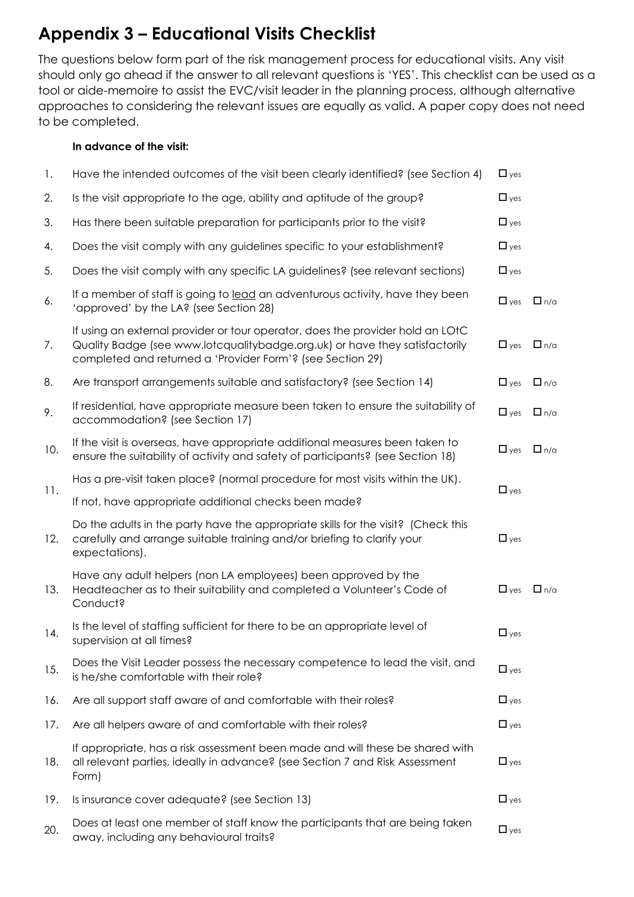# Appendix 3 – Educational Visits Checklist

The questions below form part of the risk management process for educational visits. Any visit should only go ahead if the answer to all relevant questions is 'YES'. This checklist can be used as a tool or aide-memoire to assist the EVC/visit leader in the planning process, although alternative approaches to considering the relevant issues are equally as valid. A paper copy does not need to be completed.

**In advance of the visit:**

| | | | |
|---|---|---|---|
| 1. | Have the intended outcomes of the visit been clearly identified? (see Section 4) | ☐ yes | |
| 2. | Is the visit appropriate to the age, ability and aptitude of the group? | ☐ yes | |
| 3. | Has there been suitable preparation for participants prior to the visit? | ☐ yes | |
| 4. | Does the visit comply with any guidelines specific to your establishment? | ☐ yes | |
| 5. | Does the visit comply with any specific LA guidelines? (see relevant sections) | ☐ yes | |
| 6. | If a member of staff is going to <u>lead</u> an adventurous activity, have they been 'approved' by the LA? (see Section 28) | ☐ yes | ☐ n/a |
| 7. | If using an external provider or tour operator, does the provider hold an LOtC Quality Badge (see www.lotcqualitybadge.org.uk) or have they satisfactorily completed and returned a 'Provider Form'? (see Section 29) | ☐ yes | ☐ n/a |
| 8. | Are transport arrangements suitable and satisfactory? (see Section 14) | ☐ yes | ☐ n/a |
| 9. | If residential, have appropriate measure been taken to ensure the suitability of accommodation? (see Section 17) | ☐ yes | ☐ n/a |
| 10. | If the visit is overseas, have appropriate additional measures been taken to ensure the suitability of activity and safety of participants? (see Section 18) | ☐ yes | ☐ n/a |
| 11. | Has a pre-visit taken place? (normal procedure for most visits within the UK). If not, have appropriate additional checks been made? | ☐ yes | |
| 12. | Do the adults in the party have the appropriate skills for the visit? (Check this carefully and arrange suitable training and/or briefing to clarify your expectations). | ☐ yes | |
| 13. | Have any adult helpers (non LA employees) been approved by the Headteacher as to their suitability and completed a Volunteer's Code of Conduct? | ☐ yes | ☐ n/a |
| 14. | Is the level of staffing sufficient for there to be an appropriate level of supervision at all times? | ☐ yes | |
| 15. | Does the Visit Leader possess the necessary competence to lead the visit, and is he/she comfortable with their role? | ☐ yes | |
| 16. | Are all support staff aware of and comfortable with their roles? | ☐ yes | |
| 17. | Are all helpers aware of and comfortable with their roles? | ☐ yes | |
| 18. | If appropriate, has a risk assessment been made and will these be shared with all relevant parties, ideally in advance? (see Section 7 and Risk Assessment Form) | ☐ yes | |
| 19. | Is insurance cover adequate? (see Section 13) | ☐ yes | |
| 20. | Does at least one member of staff know the participants that are being taken away, including any behavioural traits? | ☐ yes | |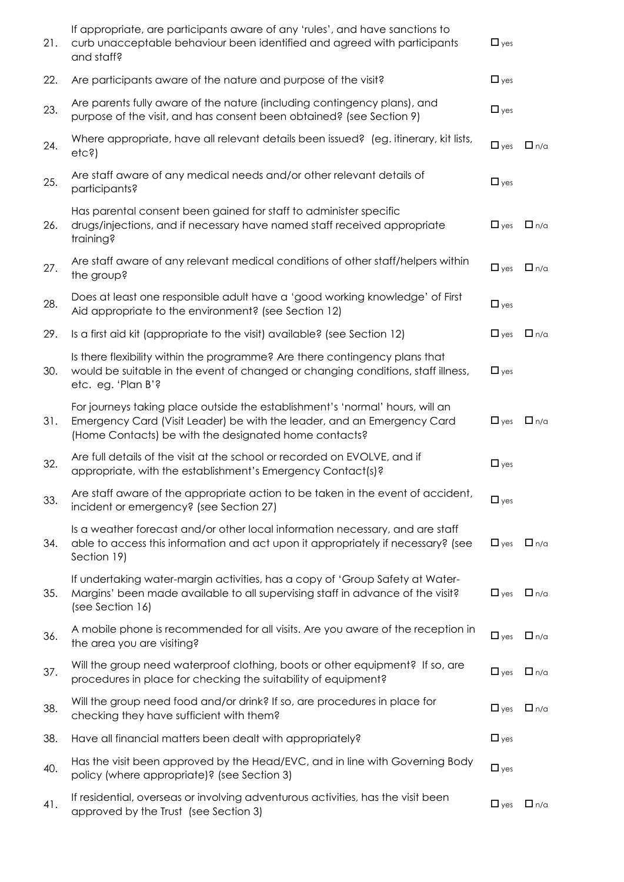| | | | |
|---|---|---|---|
| 21. | If appropriate, are participants aware of any 'rules', and have sanctions to curb unacceptable behaviour been identified and agreed with participants and staff? | ☐ yes | |
| 22. | Are participants aware of the nature and purpose of the visit? | ☐ yes | |
| 23. | Are parents fully aware of the nature (including contingency plans), and purpose of the visit, and has consent been obtained? (see Section 9) | ☐ yes | |
| 24. | Where appropriate, have all relevant details been issued? (eg. itinerary, kit lists, etc?) | ☐ yes | ☐ n/a |
| 25. | Are staff aware of any medical needs and/or other relevant details of participants? | ☐ yes | |
| 26. | Has parental consent been gained for staff to administer specific drugs/injections, and if necessary have named staff received appropriate training? | ☐ yes | ☐ n/a |
| 27. | Are staff aware of any relevant medical conditions of other staff/helpers within the group? | ☐ yes | ☐ n/a |
| 28. | Does at least one responsible adult have a 'good working knowledge' of First Aid appropriate to the environment? (see Section 12) | ☐ yes | |
| 29. | Is a first aid kit (appropriate to the visit) available? (see Section 12) | ☐ yes | ☐ n/a |
| 30. | Is there flexibility within the programme? Are there contingency plans that would be suitable in the event of changed or changing conditions, staff illness, etc. eg. 'Plan B'? | ☐ yes | |
| 31. | For journeys taking place outside the establishment's 'normal' hours, will an Emergency Card (Visit Leader) be with the leader, and an Emergency Card (Home Contacts) be with the designated home contacts? | ☐ yes | ☐ n/a |
| 32. | Are full details of the visit at the school or recorded on EVOLVE, and if appropriate, with the establishment's Emergency Contact(s)? | ☐ yes | |
| 33. | Are staff aware of the appropriate action to be taken in the event of accident, incident or emergency? (see Section 27) | ☐ yes | |
| 34. | Is a weather forecast and/or other local information necessary, and are staff able to access this information and act upon it appropriately if necessary? (see Section 19) | ☐ yes | ☐ n/a |
| 35. | If undertaking water-margin activities, has a copy of 'Group Safety at Water-Margins' been made available to all supervising staff in advance of the visit? (see Section 16) | ☐ yes | ☐ n/a |
| 36. | A mobile phone is recommended for all visits. Are you aware of the reception in the area you are visiting? | ☐ yes | ☐ n/a |
| 37. | Will the group need waterproof clothing, boots or other equipment? If so, are procedures in place for checking the suitability of equipment? | ☐ yes | ☐ n/a |
| 38. | Will the group need food and/or drink? If so, are procedures in place for checking they have sufficient with them? | ☐ yes | ☐ n/a |
| 38. | Have all financial matters been dealt with appropriately? | ☐ yes | |
| 40. | Has the visit been approved by the Head/EVC, and in line with Governing Body policy (where appropriate)? (see Section 3) | ☐ yes | |
| 41. | If residential, overseas or involving adventurous activities, has the visit been approved by the Trust (see Section 3) | ☐ yes | ☐ n/a |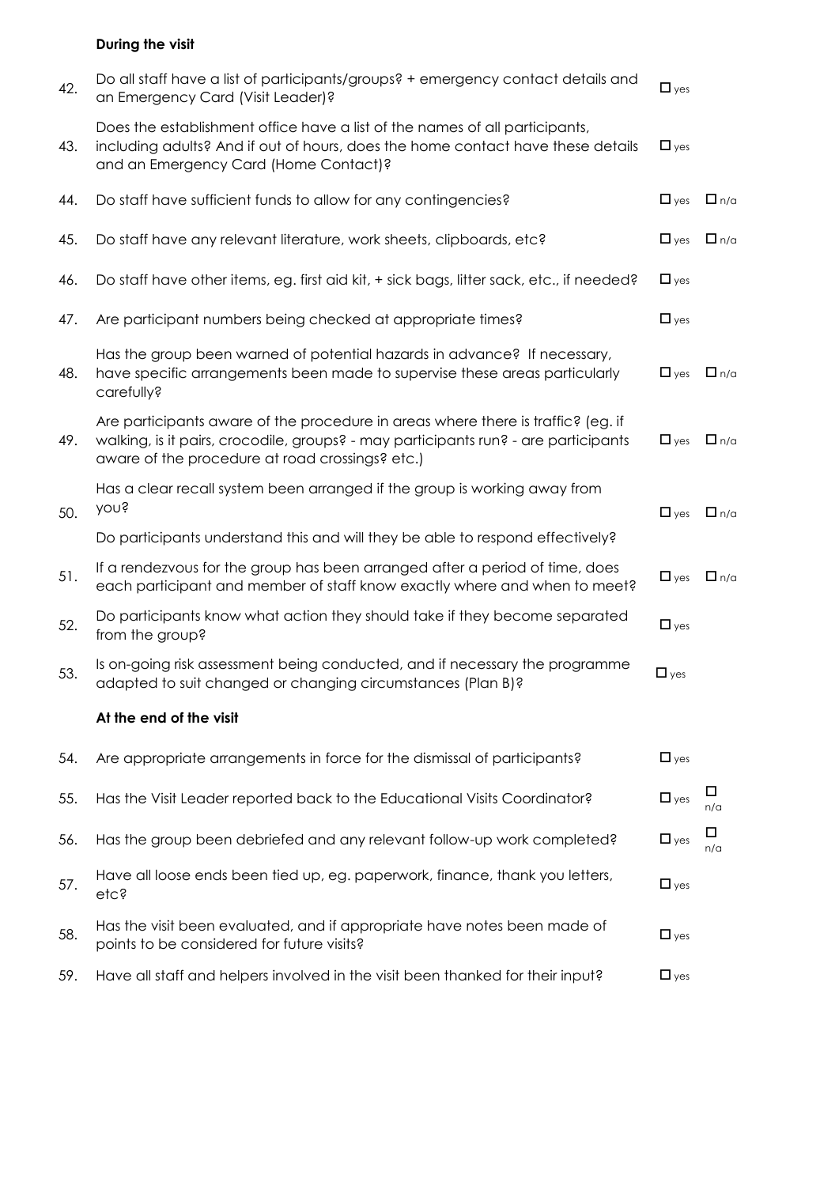**During the visit**

| | | | |
|---|---|---|---|
| 42. | Do all staff have a list of participants/groups? + emergency contact details and an Emergency Card (Visit Leader)? | ☐ yes | |
| 43. | Does the establishment office have a list of the names of all participants, including adults? And if out of hours, does the home contact have these details and an Emergency Card (Home Contact)? | ☐ yes | |
| 44. | Do staff have sufficient funds to allow for any contingencies? | ☐ yes | ☐ n/a |
| 45. | Do staff have any relevant literature, work sheets, clipboards, etc? | ☐ yes | ☐ n/a |
| 46. | Do staff have other items, eg. first aid kit, + sick bags, litter sack, etc., if needed? | ☐ yes | |
| 47. | Are participant numbers being checked at appropriate times? | ☐ yes | |
| 48. | Has the group been warned of potential hazards in advance? If necessary, have specific arrangements been made to supervise these areas particularly carefully? | ☐ yes | ☐ n/a |
| 49. | Are participants aware of the procedure in areas where there is traffic? (eg. if walking, is it pairs, crocodile, groups? - may participants run? - are participants aware of the procedure at road crossings? etc.) | ☐ yes | ☐ n/a |
| 50. | Has a clear recall system been arranged if the group is working away from you? Do participants understand this and will they be able to respond effectively? | ☐ yes | ☐ n/a |
| 51. | If a rendezvous for the group has been arranged after a period of time, does each participant and member of staff know exactly where and when to meet? | ☐ yes | ☐ n/a |
| 52. | Do participants know what action they should take if they become separated from the group? | ☐ yes | |
| 53. | Is on-going risk assessment being conducted, and if necessary the programme adapted to suit changed or changing circumstances (Plan B)? | ☐ yes | |

**At the end of the visit**

| | | | |
|---|---|---|---|
| 54. | Are appropriate arrangements in force for the dismissal of participants? | ☐ yes | |
| 55. | Has the Visit Leader reported back to the Educational Visits Coordinator? | ☐ yes | ☐ n/a |
| 56. | Has the group been debriefed and any relevant follow-up work completed? | ☐ yes | ☐ n/a |
| 57. | Have all loose ends been tied up, eg. paperwork, finance, thank you letters, etc? | ☐ yes | |
| 58. | Has the visit been evaluated, and if appropriate have notes been made of points to be considered for future visits? | ☐ yes | |
| 59. | Have all staff and helpers involved in the visit been thanked for their input? | ☐ yes | |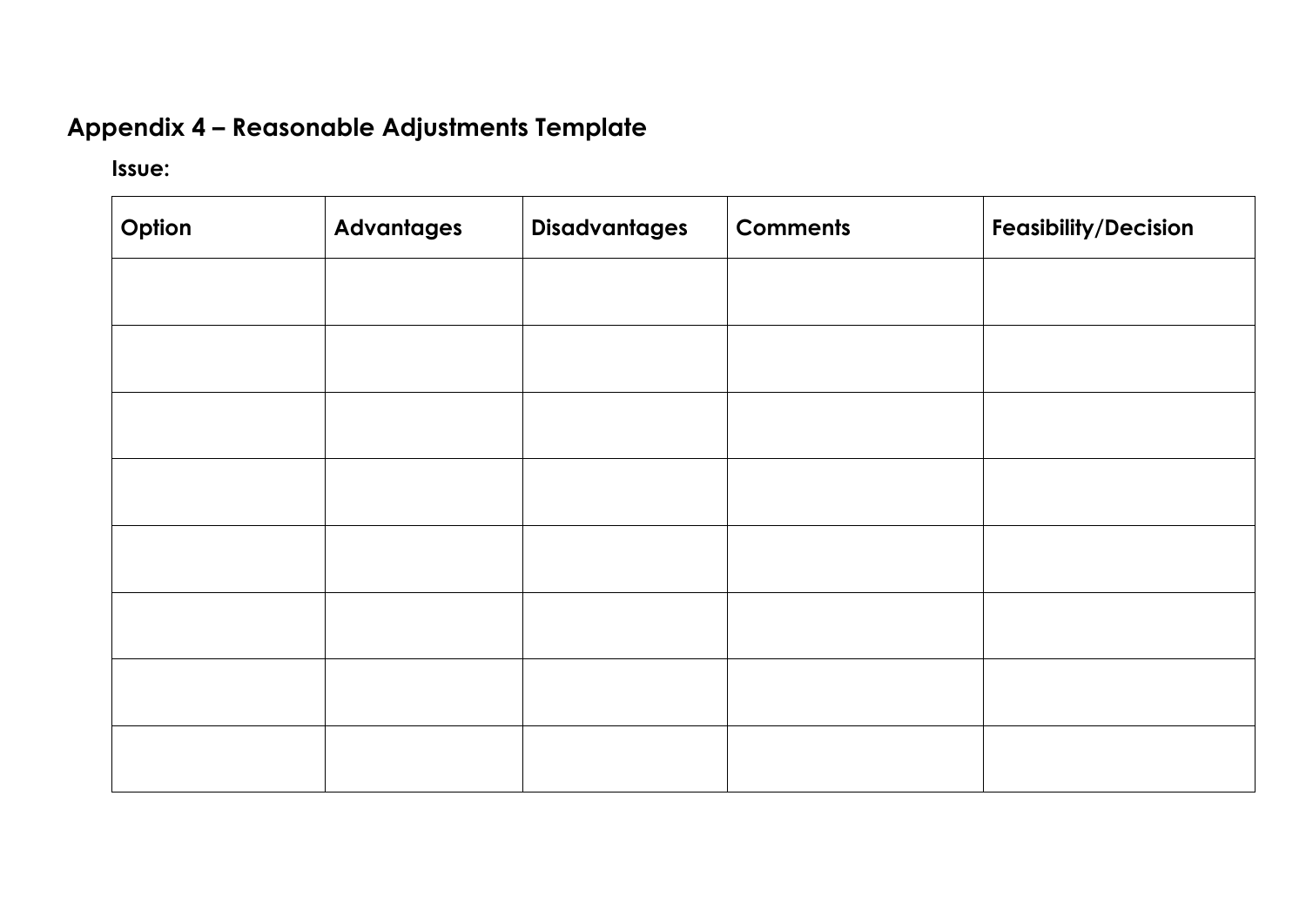## Appendix 4 – Reasonable Adjustments Template

**Issue:**

| Option | Advantages | Disadvantages | Comments | Feasibility/Decision |
|---|---|---|---|---|
| | | | | |
| | | | | |
| | | | | |
| | | | | |
| | | | | |
| | | | | |
| | | | | |
| | | | | |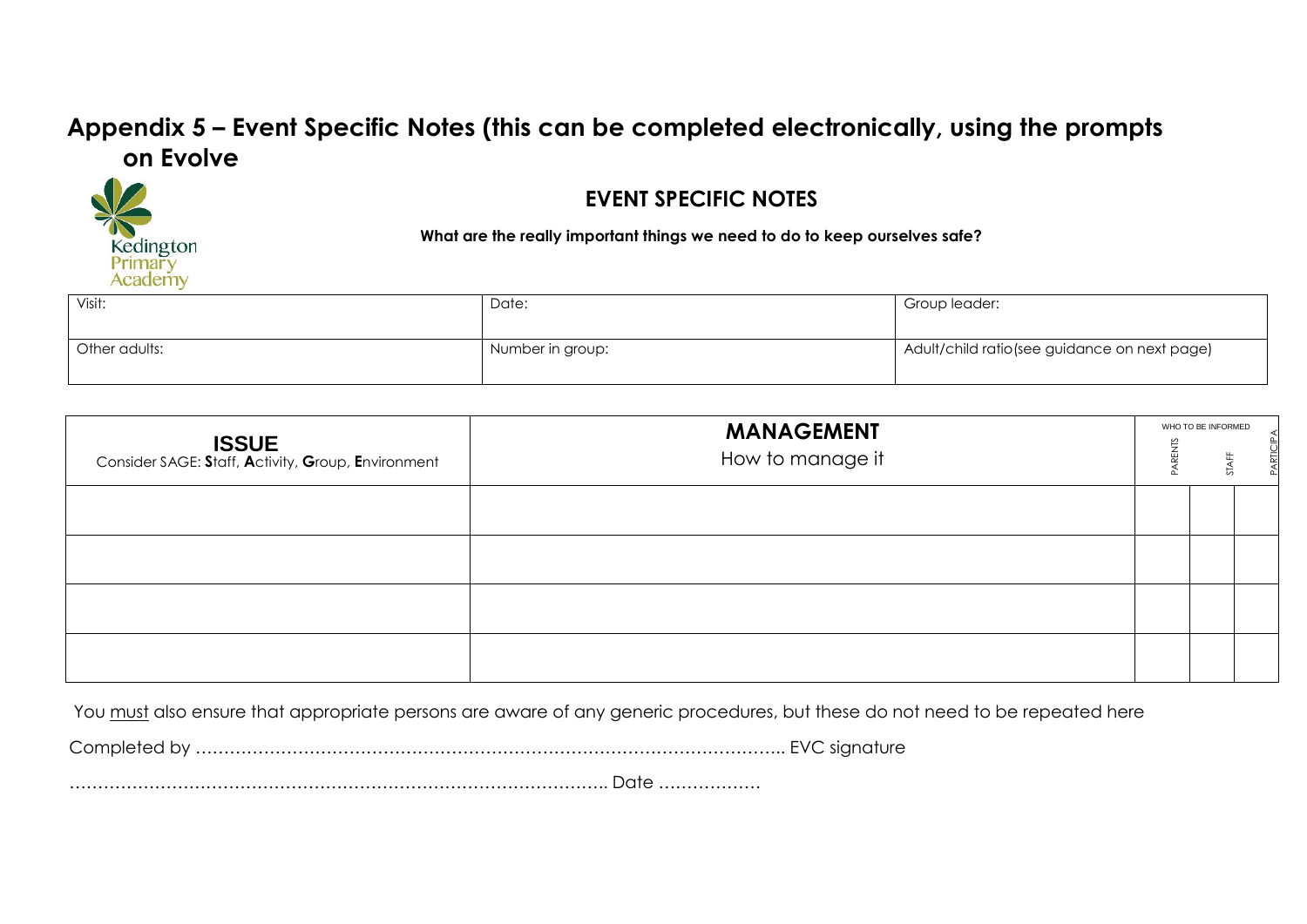## Appendix 5 – Event Specific Notes (this can be completed electronically, using the prompts on Evolve

Kedington Primary Academy

### EVENT SPECIFIC NOTES

**What are the really important things we need to do to keep ourselves safe?**

| Visit: | Date: | Group leader: |
|---|---|---|
| Other adults: | Number in group: | Adult/child ratio (see guidance on next page) |

| **ISSUE**<br>Consider SAGE: **S**taff, **A**ctivity, **G**roup, **E**nvironment | **MANAGEMENT**<br>How to manage it | WHO TO BE INFORMED<br>PARENTS | STAFF | PARTICIPA |
|---|---|---|---|---|
| | | | | |
| | | | | |
| | | | | |
| | | | | |

You must also ensure that appropriate persons are aware of any generic procedures, but these do not need to be repeated here

Completed by ………………………………………………………………………………………….. EVC signature

……………………………………………………………………………….. Date ………………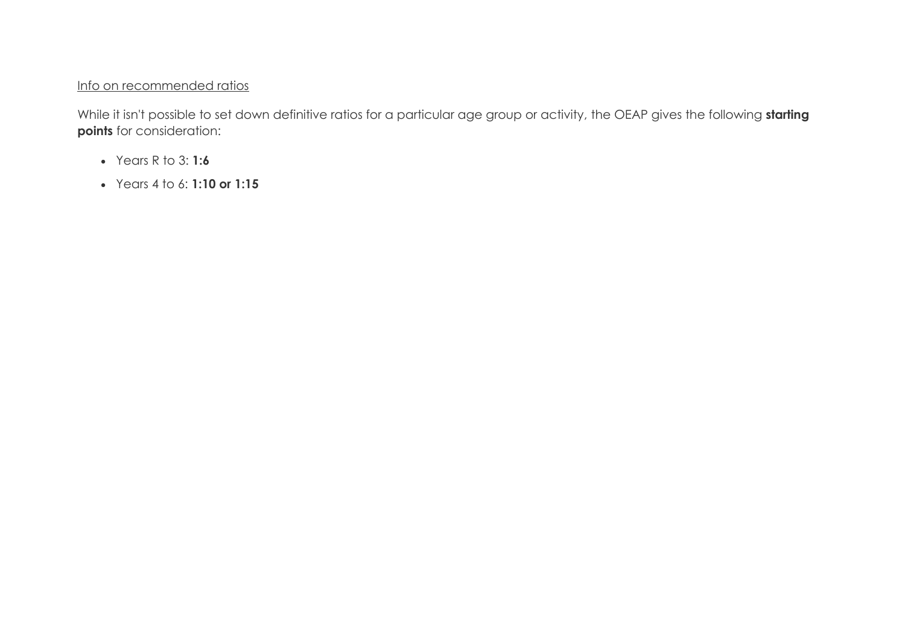<u>Info on recommended ratios</u>

While it isn't possible to set down definitive ratios for a particular age group or activity, the OEAP gives the following **starting points** for consideration:

- Years R to 3: **1:6**
- Years 4 to 6: **1:10 or 1:15**